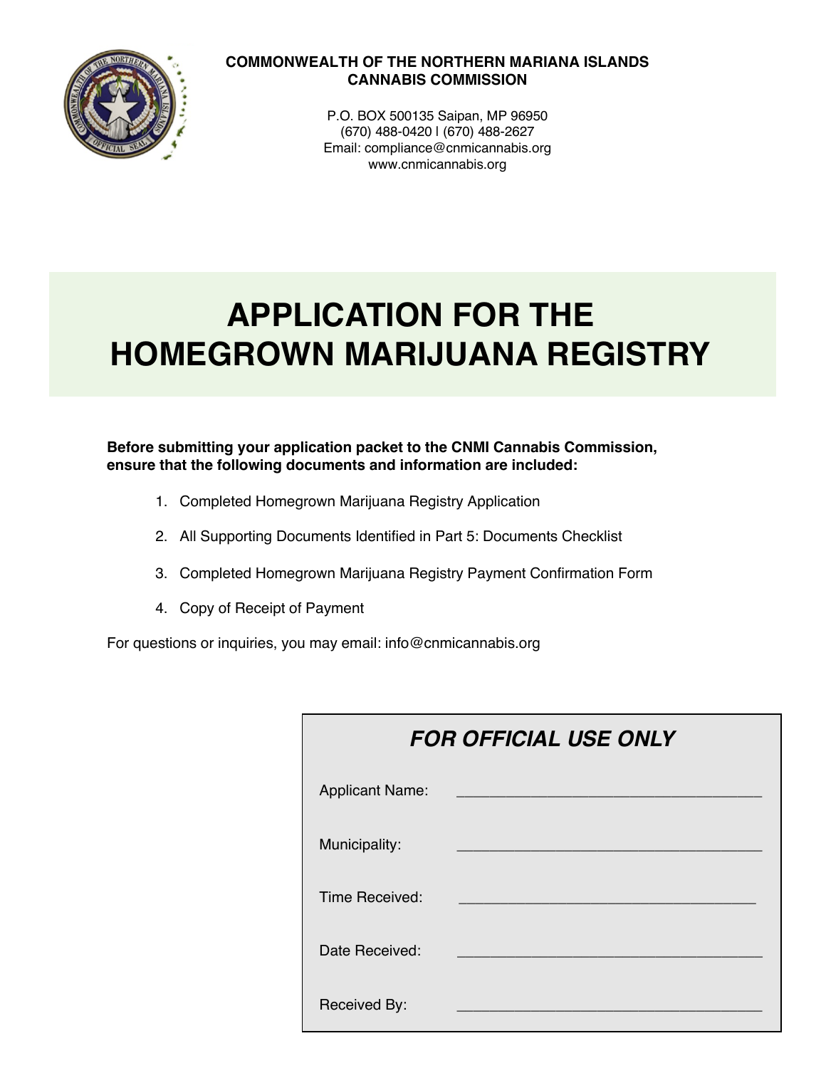**COMMONWEALTH OF THE NORTHERN MARIANA ISLANDS**
**CANNABIS COMMISSION**

P.O. BOX 500135 Saipan, MP 96950
(670) 488-0420 | (670) 488-2627
Email: compliance@cnmicannabis.org
www.cnmicannabis.org

# APPLICATION FOR THE HOMEGROWN MARIJUANA REGISTRY

**Before submitting your application packet to the CNMI Cannabis Commission, ensure that the following documents and information are included:**

1. Completed Homegrown Marijuana Registry Application
2. All Supporting Documents Identified in Part 5: Documents Checklist
3. Completed Homegrown Marijuana Registry Payment Confirmation Form
4. Copy of Receipt of Payment

For questions or inquiries, you may email: info@cnmicannabis.org

***FOR OFFICIAL USE ONLY***

Applicant Name: ____________________________________

Municipality: ____________________________________

Time Received: ____________________________________

Date Received: ____________________________________

Received By: ____________________________________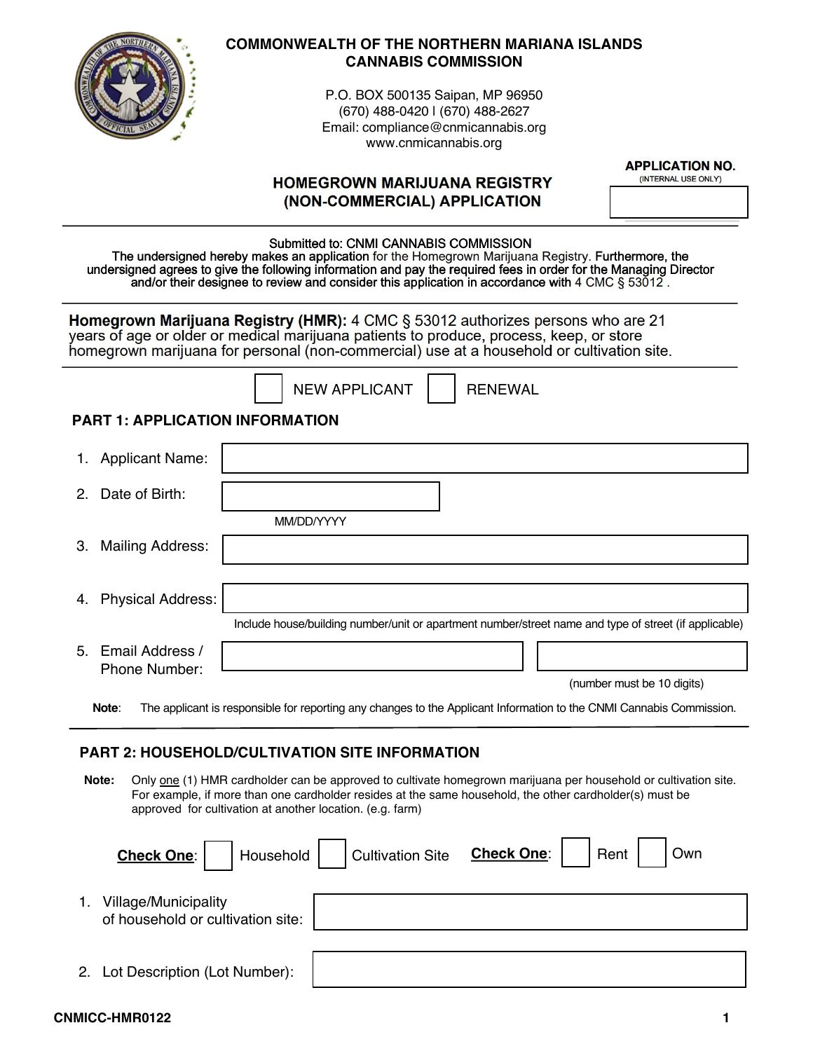# COMMONWEALTH OF THE NORTHERN MARIANA ISLANDS
# CANNABIS COMMISSION

P.O. BOX 500135 Saipan, MP 96950
(670) 488-0420 | (670) 488-2627
Email: compliance@cnmicannabis.org
www.cnmicannabis.org

**APPLICATION NO.**
(INTERNAL USE ONLY)

## HOMEGROWN MARIJUANA REGISTRY (NON-COMMERCIAL) APPLICATION

Submitted to: CNMI CANNABIS COMMISSION
The undersigned hereby makes an application for the Homegrown Marijuana Registry. Furthermore, the undersigned agrees to give the following information and pay the required fees in order for the Managing Director and/or their designee to review and consider this application in accordance with 4 CMC § 53012 .

**Homegrown Marijuana Registry (HMR):** 4 CMC § 53012 authorizes persons who are 21 years of age or older or medical marijuana patients to produce, process, keep, or store homegrown marijuana for personal (non-commercial) use at a household or cultivation site.

☐ NEW APPLICANT ☐ RENEWAL

### PART 1: APPLICATION INFORMATION

1. Applicant Name: ______________________
2. Date of Birth: ______________________ (MM/DD/YYYY)
3. Mailing Address: ______________________
4. Physical Address: ______________________
   Include house/building number/unit or apartment number/street name and type of street (if applicable)
5. Email Address / Phone Number: ______________________ / ______________________ (number must be 10 digits)

**Note**: The applicant is responsible for reporting any changes to the Applicant Information to the CNMI Cannabis Commission.

### PART 2: HOUSEHOLD/CULTIVATION SITE INFORMATION

**Note:** Only one (1) HMR cardholder can be approved to cultivate homegrown marijuana per household or cultivation site. For example, if more than one cardholder resides at the same household, the other cardholder(s) must be approved for cultivation at another location. (e.g. farm)

**Check One**: ☐ Household ☐ Cultivation Site **Check One**: ☐ Rent ☐ Own

1. Village/Municipality of household or cultivation site: ______________________
2. Lot Description (Lot Number): ______________________

CNMICC-HMR0122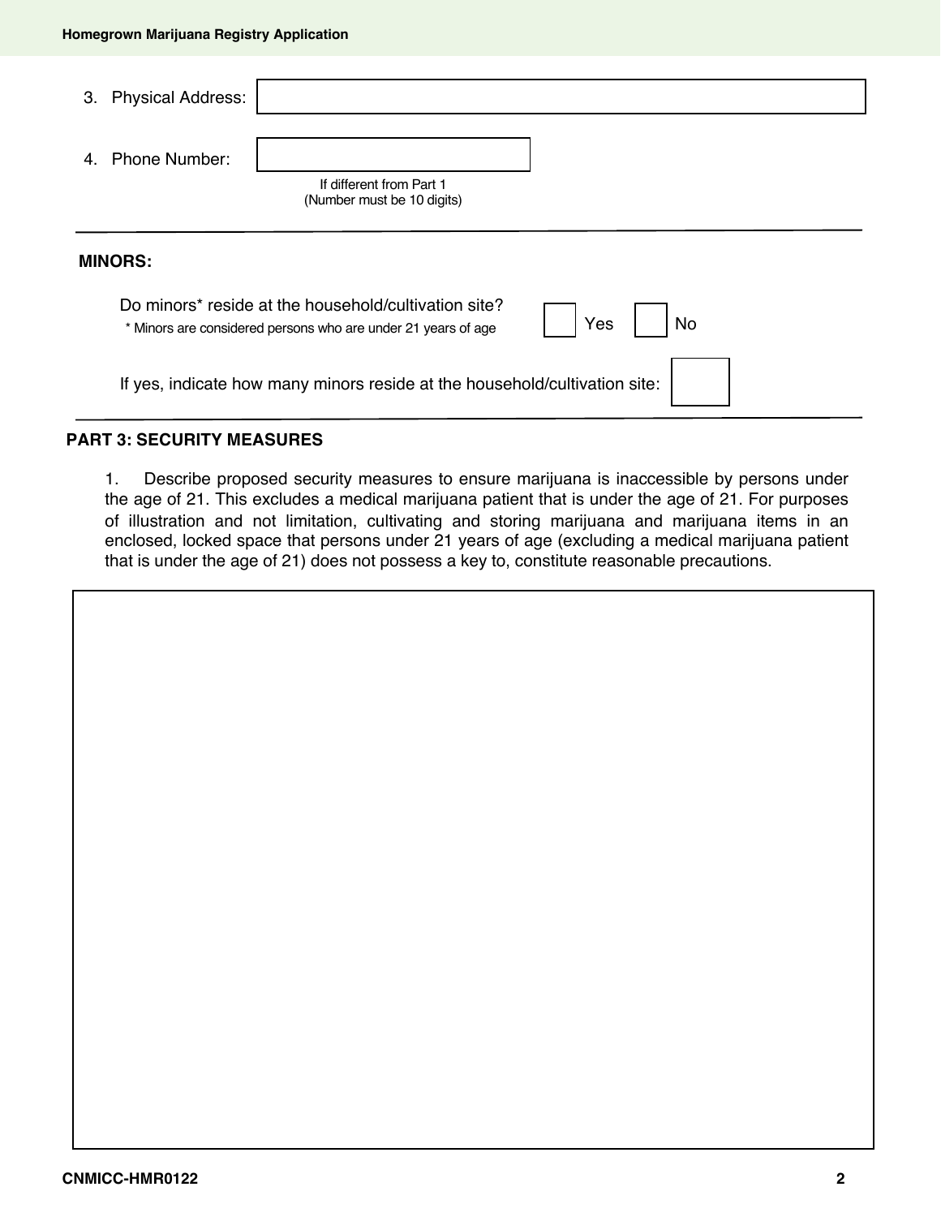3. Physical Address: 

4. Phone Number: 

If different from Part 1
(Number must be 10 digits)

---

**MINORS:**

Do minors* reside at the household/cultivation site? ☐ Yes ☐ No

\* Minors are considered persons who are under 21 years of age

If yes, indicate how many minors reside at the household/cultivation site: 

---

## PART 3: SECURITY MEASURES

1. Describe proposed security measures to ensure marijuana is inaccessible by persons under the age of 21. This excludes a medical marijuana patient that is under the age of 21. For purposes of illustration and not limitation, cultivating and storing marijuana and marijuana items in an enclosed, locked space that persons under 21 years of age (excluding a medical marijuana patient that is under the age of 21) does not possess a key to, constitute reasonable precautions.

CNMICC-HMR0122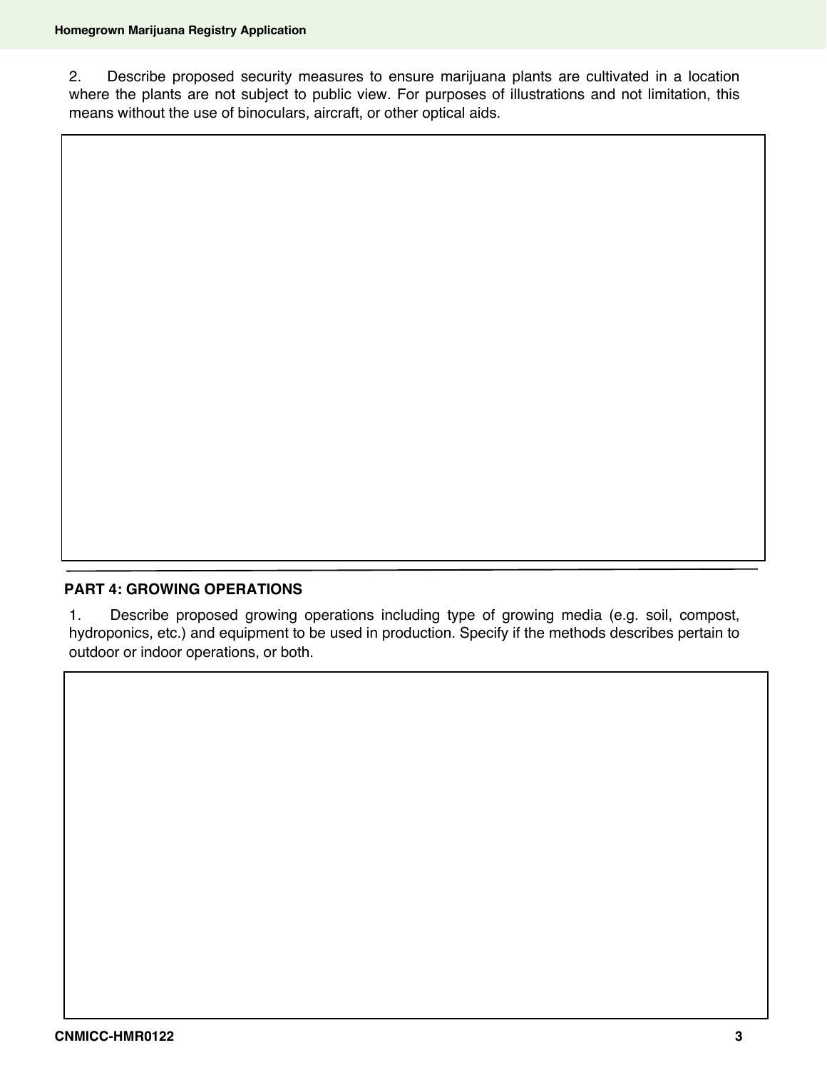2. Describe proposed security measures to ensure marijuana plants are cultivated in a location where the plants are not subject to public view. For purposes of illustrations and not limitation, this means without the use of binoculars, aircraft, or other optical aids.

---

## PART 4: GROWING OPERATIONS

1. Describe proposed growing operations including type of growing media (e.g. soil, compost, hydroponics, etc.) and equipment to be used in production. Specify if the methods describes pertain to outdoor or indoor operations, or both.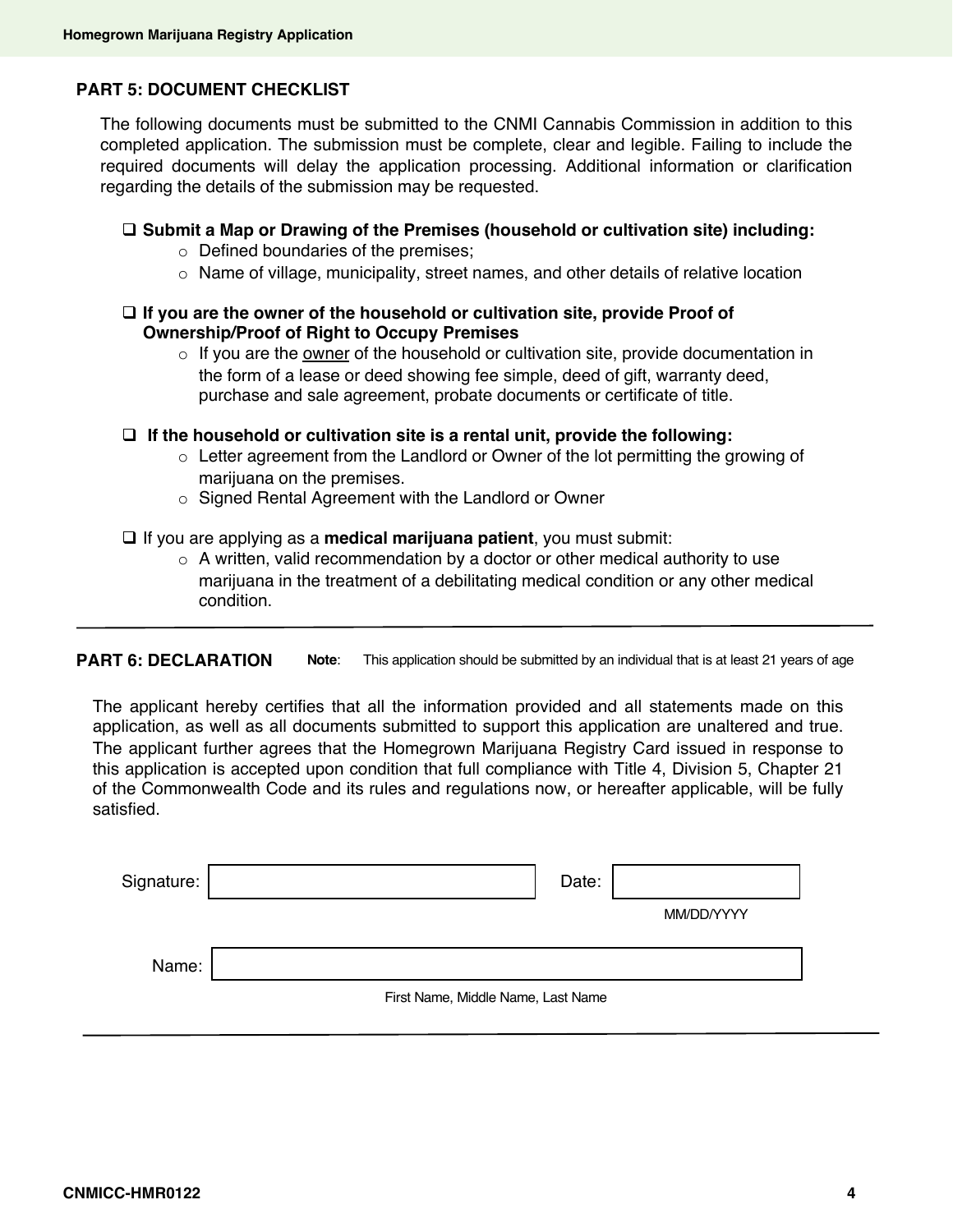## PART 5: DOCUMENT CHECKLIST

The following documents must be submitted to the CNMI Cannabis Commission in addition to this completed application. The submission must be complete, clear and legible. Failing to include the required documents will delay the application processing. Additional information or clarification regarding the details of the submission may be requested.

- ☐ **Submit a Map or Drawing of the Premises (household or cultivation site) including:**
  - Defined boundaries of the premises;
  - Name of village, municipality, street names, and other details of relative location

- ☐ **If you are the owner of the household or cultivation site, provide Proof of Ownership/Proof of Right to Occupy Premises**
  - If you are the <u>owner</u> of the household or cultivation site, provide documentation in the form of a lease or deed showing fee simple, deed of gift, warranty deed, purchase and sale agreement, probate documents or certificate of title.

- ☐ **If the household or cultivation site is a rental unit, provide the following:**
  - Letter agreement from the Landlord or Owner of the lot permitting the growing of marijuana on the premises.
  - Signed Rental Agreement with the Landlord or Owner

- ☐ If you are applying as a **medical marijuana patient**, you must submit:
  - A written, valid recommendation by a doctor or other medical authority to use marijuana in the treatment of a debilitating medical condition or any other medical condition.

---

## PART 6: DECLARATION

**Note**: This application should be submitted by an individual that is at least 21 years of age

The applicant hereby certifies that all the information provided and all statements made on this application, as well as all documents submitted to support this application are unaltered and true. The applicant further agrees that the Homegrown Marijuana Registry Card issued in response to this application is accepted upon condition that full compliance with Title 4, Division 5, Chapter 21 of the Commonwealth Code and its rules and regulations now, or hereafter applicable, will be fully satisfied.

Signature: ______________________ Date: ____________
MM/DD/YYYY

Name: ______________________________________
First Name, Middle Name, Last Name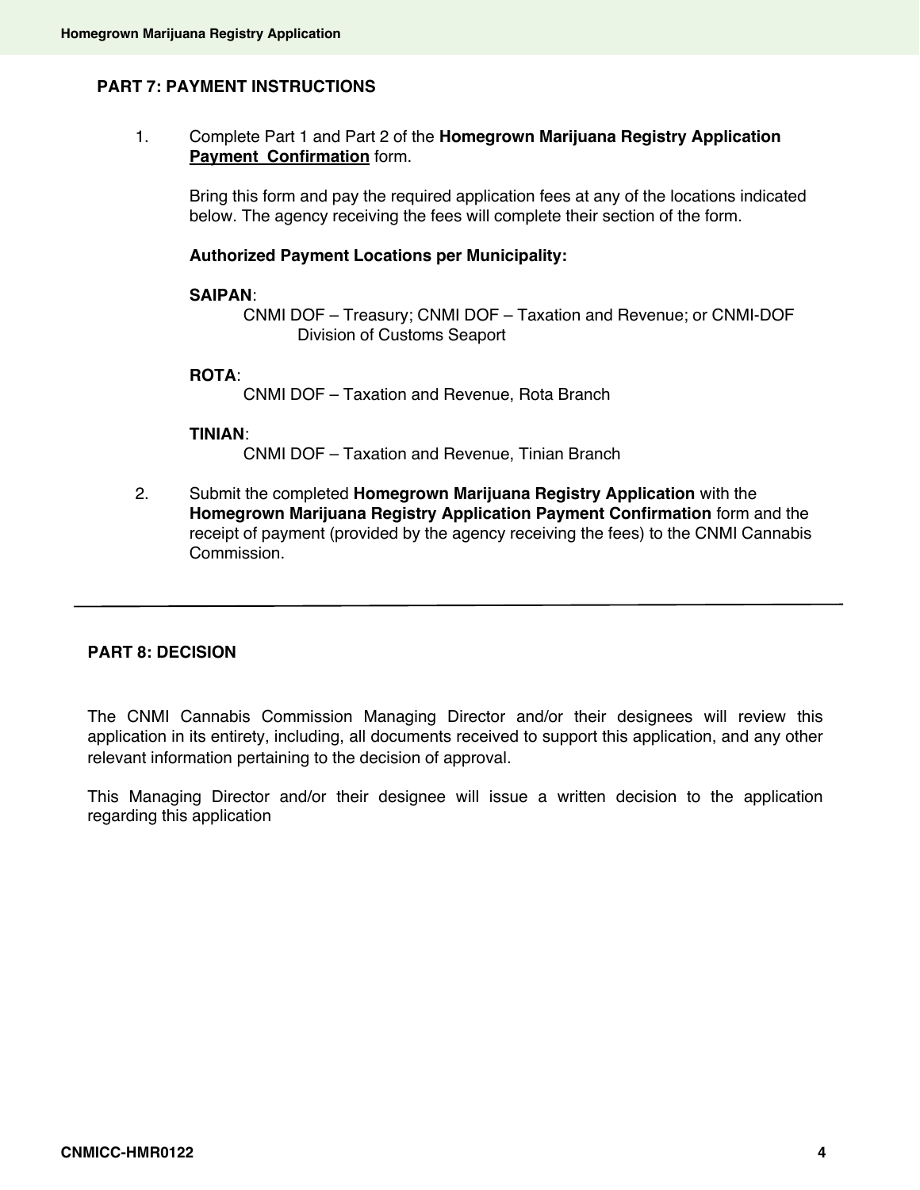## PART 7: PAYMENT INSTRUCTIONS

1. Complete Part 1 and Part 2 of the **Homegrown Marijuana Registry Application Payment Confirmation** form.

   Bring this form and pay the required application fees at any of the locations indicated below. The agency receiving the fees will complete their section of the form.

   **Authorized Payment Locations per Municipality:**

   **SAIPAN**:
   CNMI DOF – Treasury; CNMI DOF – Taxation and Revenue; or CNMI-DOF Division of Customs Seaport

   **ROTA**:
   CNMI DOF – Taxation and Revenue, Rota Branch

   **TINIAN**:
   CNMI DOF – Taxation and Revenue, Tinian Branch

2. Submit the completed **Homegrown Marijuana Registry Application** with the **Homegrown Marijuana Registry Application Payment Confirmation** form and the receipt of payment (provided by the agency receiving the fees) to the CNMI Cannabis Commission.

---

## PART 8: DECISION

The CNMI Cannabis Commission Managing Director and/or their designees will review this application in its entirety, including, all documents received to support this application, and any other relevant information pertaining to the decision of approval.

This Managing Director and/or their designee will issue a written decision to the application regarding this application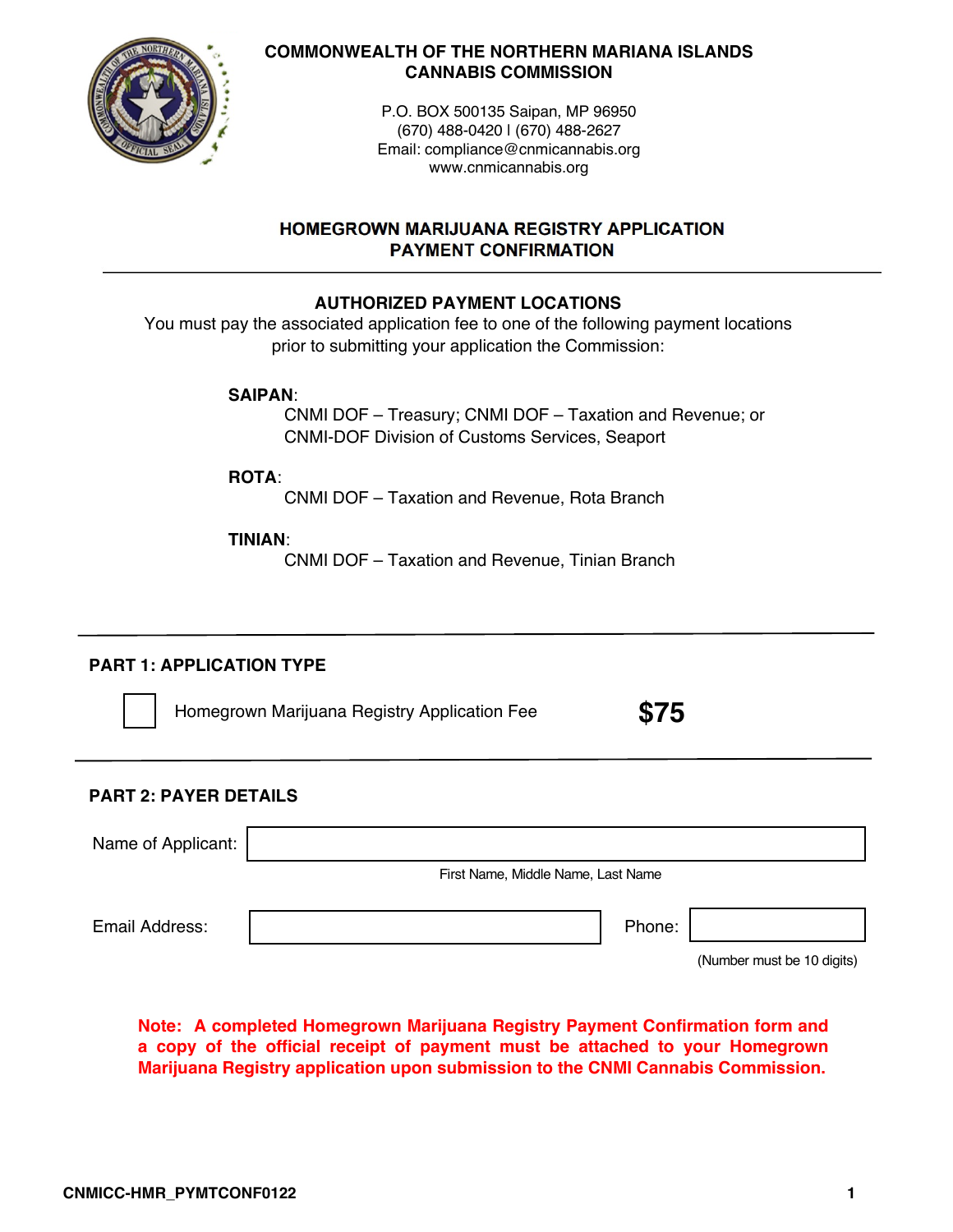# COMMONWEALTH OF THE NORTHERN MARIANA ISLANDS
# CANNABIS COMMISSION

P.O. BOX 500135 Saipan, MP 96950
(670) 488-0420 | (670) 488-2627
Email: compliance@cnmicannabis.org
www.cnmicannabis.org

## HOMEGROWN MARIJUANA REGISTRY APPLICATION PAYMENT CONFIRMATION

---

### AUTHORIZED PAYMENT LOCATIONS

You must pay the associated application fee to one of the following payment locations prior to submitting your application the Commission:

**SAIPAN**:
CNMI DOF – Treasury; CNMI DOF – Taxation and Revenue; or
CNMI-DOF Division of Customs Services, Seaport

**ROTA**:
CNMI DOF – Taxation and Revenue, Rota Branch

**TINIAN**:
CNMI DOF – Taxation and Revenue, Tinian Branch

---

### PART 1: APPLICATION TYPE

☐ Homegrown Marijuana Registry Application Fee **$75**

---

### PART 2: PAYER DETAILS

Name of Applicant: ______________________________
First Name, Middle Name, Last Name

Email Address: ______________________ Phone: ______________
(Number must be 10 digits)

**Note: A completed Homegrown Marijuana Registry Payment Confirmation form and a copy of the official receipt of payment must be attached to your Homegrown Marijuana Registry application upon submission to the CNMI Cannabis Commission.**

CNMICC-HMR_PYMTCONF0122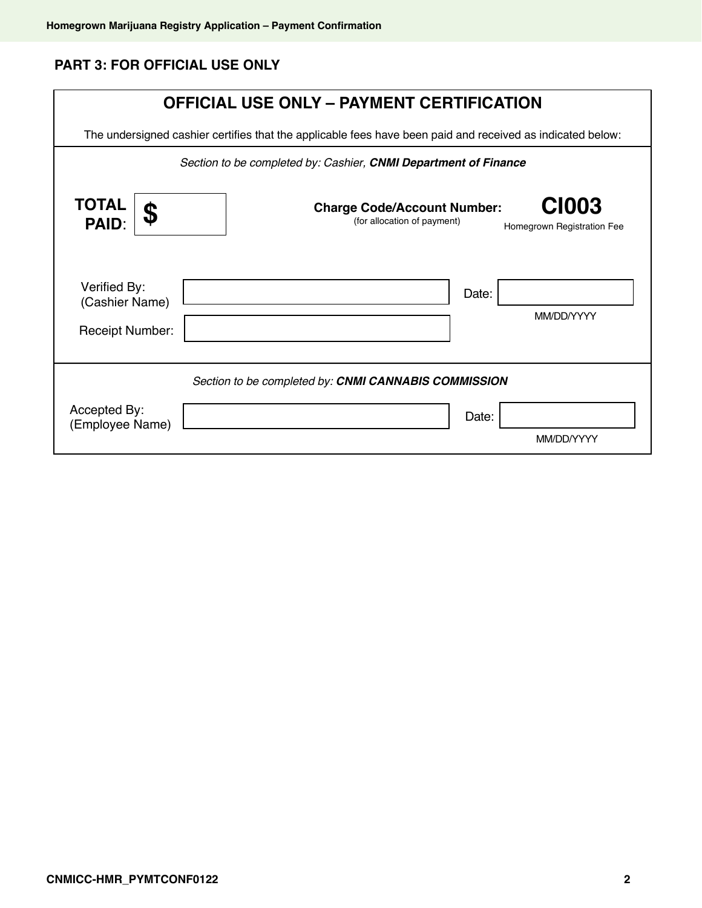## PART 3: FOR OFFICIAL USE ONLY

### OFFICIAL USE ONLY – PAYMENT CERTIFICATION

The undersigned cashier certifies that the applicable fees have been paid and received as indicated below:

*Section to be completed by: Cashier, **CNMI Department of Finance***

**TOTAL PAID**: **$** ____________

**Charge Code/Account Number:** **CI003**
(for allocation of payment) Homegrown Registration Fee

Verified By: (Cashier Name) ____________ Date: ____________ MM/DD/YYYY

Receipt Number: ____________

*Section to be completed by: **CNMI CANNABIS COMMISSION***

Accepted By: (Employee Name) ____________ Date: ____________ MM/DD/YYYY